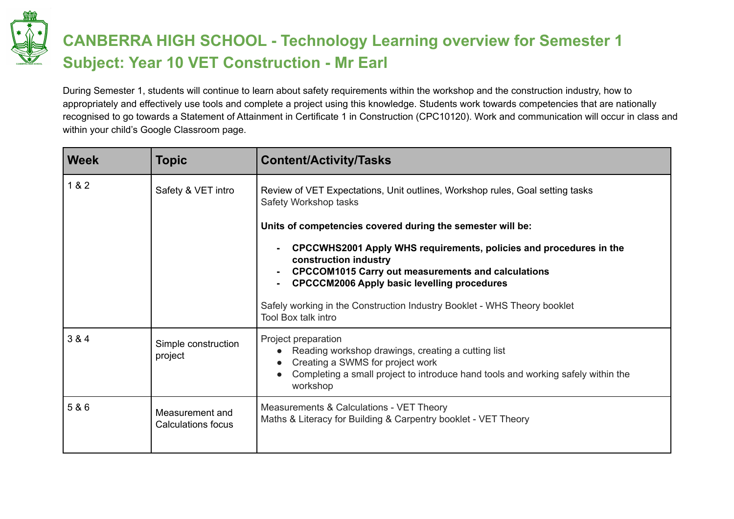# CANBERRA HIGH SCHOOL - Technology Learning overview for Semester 1
# Subject: Year 10 VET Construction - Mr Earl

During Semester 1, students will continue to learn about safety requirements within the workshop and the construction industry, how to appropriately and effectively use tools and complete a project using this knowledge. Students work towards competencies that are nationally recognised to go towards a Statement of Attainment in Certificate 1 in Construction (CPC10120). Work and communication will occur in class and within your child's Google Classroom page.

| Week | Topic | Content/Activity/Tasks |
|---|---|---|
| 1 & 2 | Safety & VET intro | Review of VET Expectations, Unit outlines, Workshop rules, Goal setting tasks<br>Safety Workshop tasks<br><br>**Units of competencies covered during the semester will be:**<br><br>- **CPCCWHS2001 Apply WHS requirements, policies and procedures in the construction industry**<br>- **CPCCOM1015 Carry out measurements and calculations**<br>- **CPCCCM2006 Apply basic levelling procedures**<br><br>Safely working in the Construction Industry Booklet - WHS Theory booklet<br>Tool Box talk intro |
| 3 & 4 | Simple construction project | Project preparation<br>• Reading workshop drawings, creating a cutting list<br>• Creating a SWMS for project work<br>• Completing a small project to introduce hand tools and working safely within the workshop |
| 5 & 6 | Measurement and Calculations focus | Measurements & Calculations - VET Theory<br>Maths & Literacy for Building & Carpentry booklet - VET Theory |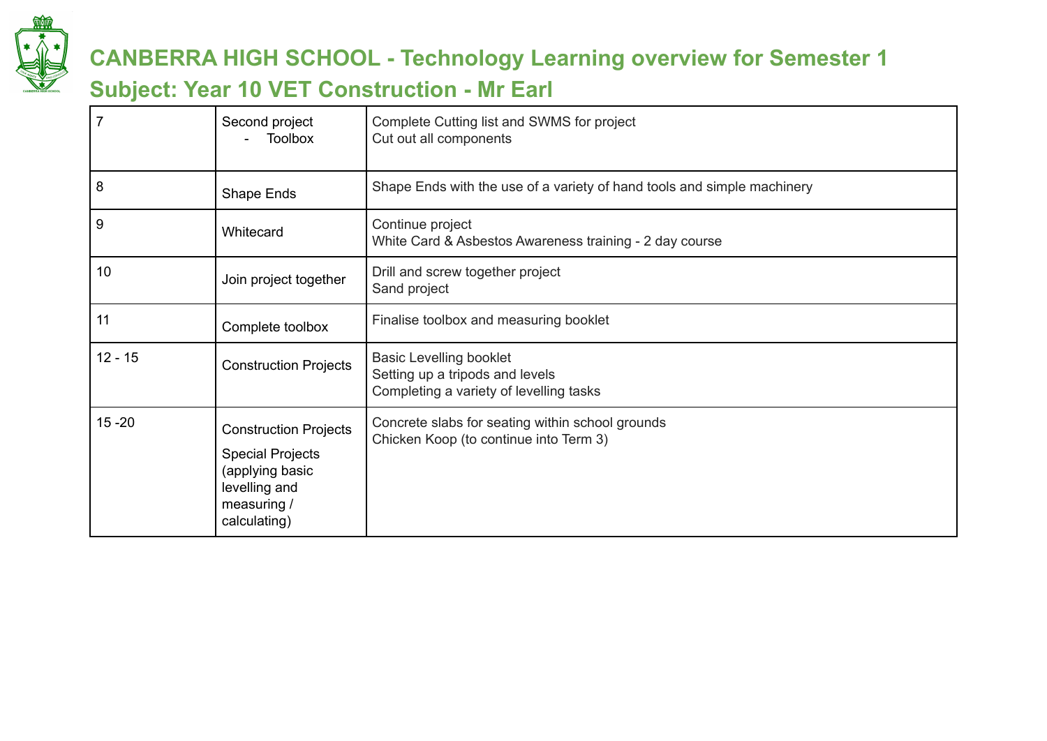# CANBERRA HIGH SCHOOL - Technology Learning overview for Semester 1

## Subject: Year 10 VET Construction - Mr Earl

| | | |
|---|---|---|
| 7 | Second project<br>- Toolbox | Complete Cutting list and SWMS for project<br>Cut out all components |
| 8 | Shape Ends | Shape Ends with the use of a variety of hand tools and simple machinery |
| 9 | Whitecard | Continue project<br>White Card & Asbestos Awareness training - 2 day course |
| 10 | Join project together | Drill and screw together project<br>Sand project |
| 11 | Complete toolbox | Finalise toolbox and measuring booklet |
| 12 - 15 | Construction Projects | Basic Levelling booklet<br>Setting up a tripods and levels<br>Completing a variety of levelling tasks |
| 15 -20 | Construction Projects<br>Special Projects (applying basic levelling and measuring / calculating) | Concrete slabs for seating within school grounds<br>Chicken Koop (to continue into Term 3) |